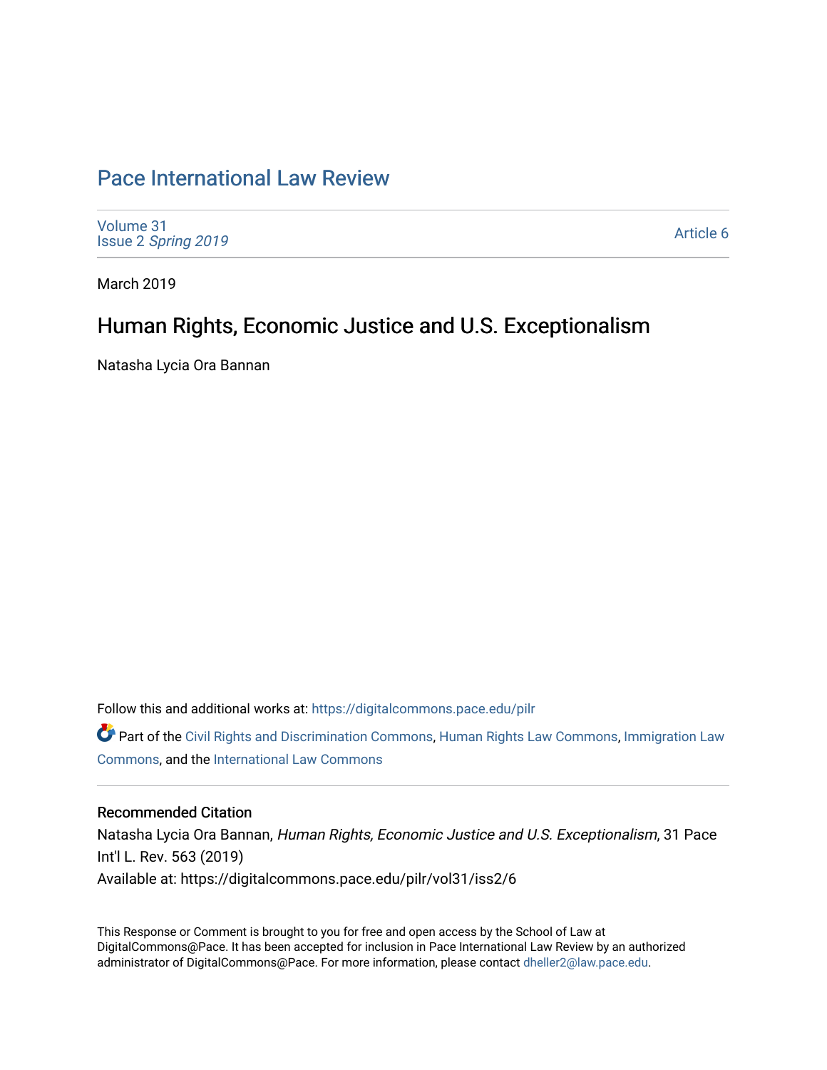# Pace International Law Review

Volume 31
Issue 2 *Spring 2019*

Article 6

March 2019

## Human Rights, Economic Justice and U.S. Exceptionalism

Natasha Lycia Ora Bannan

Follow this and additional works at: https://digitalcommons.pace.edu/pilr

Part of the Civil Rights and Discrimination Commons, Human Rights Law Commons, Immigration Law Commons, and the International Law Commons

### Recommended Citation

Natasha Lycia Ora Bannan, *Human Rights, Economic Justice and U.S. Exceptionalism*, 31 Pace Int'l L. Rev. 563 (2019)
Available at: https://digitalcommons.pace.edu/pilr/vol31/iss2/6

This Response or Comment is brought to you for free and open access by the School of Law at DigitalCommons@Pace. It has been accepted for inclusion in Pace International Law Review by an authorized administrator of DigitalCommons@Pace. For more information, please contact dheller2@law.pace.edu.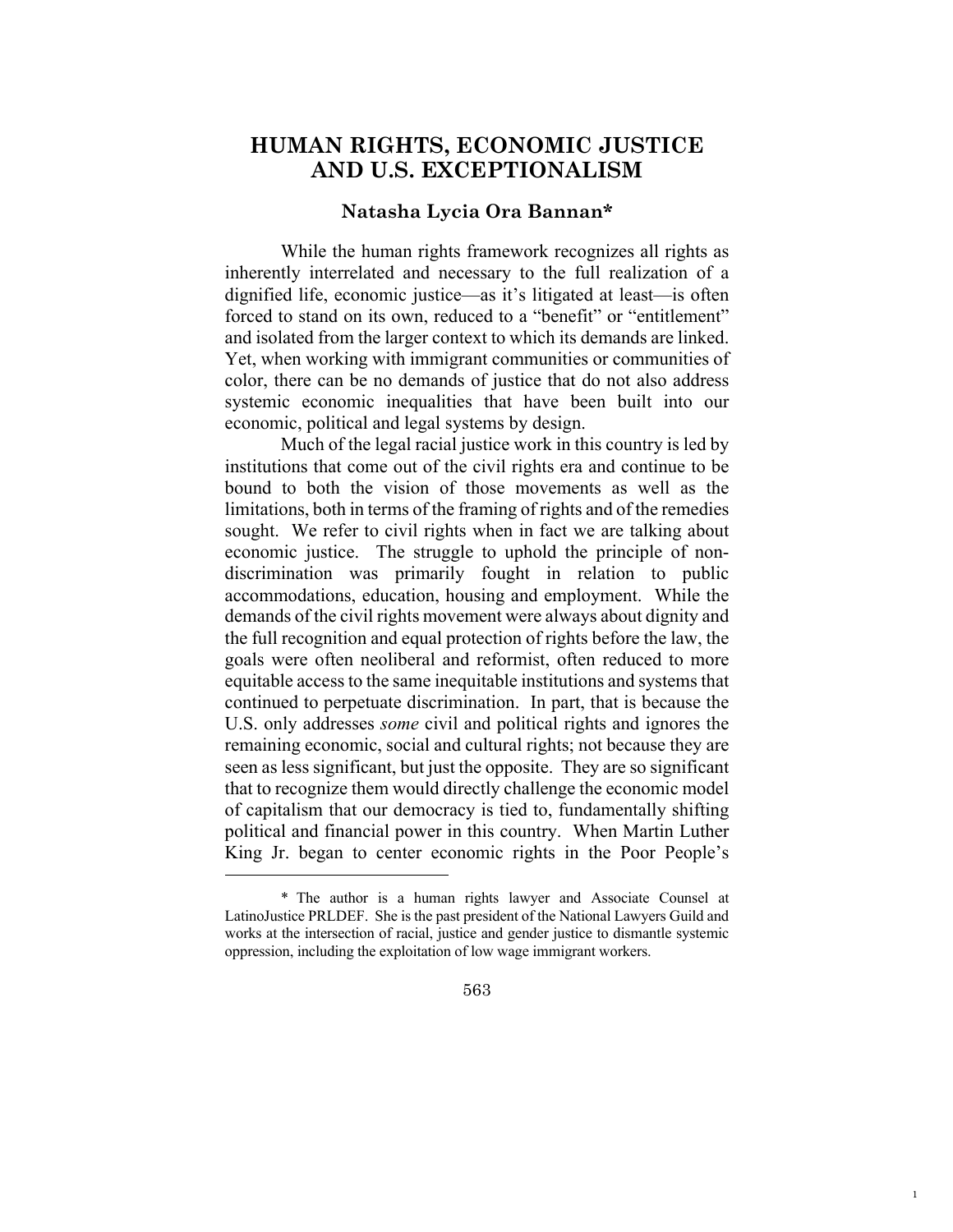# HUMAN RIGHTS, ECONOMIC JUSTICE AND U.S. EXCEPTIONALISM

**Natasha Lycia Ora Bannan***

While the human rights framework recognizes all rights as inherently interrelated and necessary to the full realization of a dignified life, economic justice—as it's litigated at least—is often forced to stand on its own, reduced to a "benefit" or "entitlement" and isolated from the larger context to which its demands are linked. Yet, when working with immigrant communities or communities of color, there can be no demands of justice that do not also address systemic economic inequalities that have been built into our economic, political and legal systems by design.

Much of the legal racial justice work in this country is led by institutions that come out of the civil rights era and continue to be bound to both the vision of those movements as well as the limitations, both in terms of the framing of rights and of the remedies sought. We refer to civil rights when in fact we are talking about economic justice. The struggle to uphold the principle of non-discrimination was primarily fought in relation to public accommodations, education, housing and employment. While the demands of the civil rights movement were always about dignity and the full recognition and equal protection of rights before the law, the goals were often neoliberal and reformist, often reduced to more equitable access to the same inequitable institutions and systems that continued to perpetuate discrimination. In part, that is because the U.S. only addresses *some* civil and political rights and ignores the remaining economic, social and cultural rights; not because they are seen as less significant, but just the opposite. They are so significant that to recognize them would directly challenge the economic model of capitalism that our democracy is tied to, fundamentally shifting political and financial power in this country. When Martin Luther King Jr. began to center economic rights in the Poor People's

---

\* The author is a human rights lawyer and Associate Counsel at LatinoJustice PRLDEF. She is the past president of the National Lawyers Guild and works at the intersection of racial, justice and gender justice to dismantle systemic oppression, including the exploitation of low wage immigrant workers.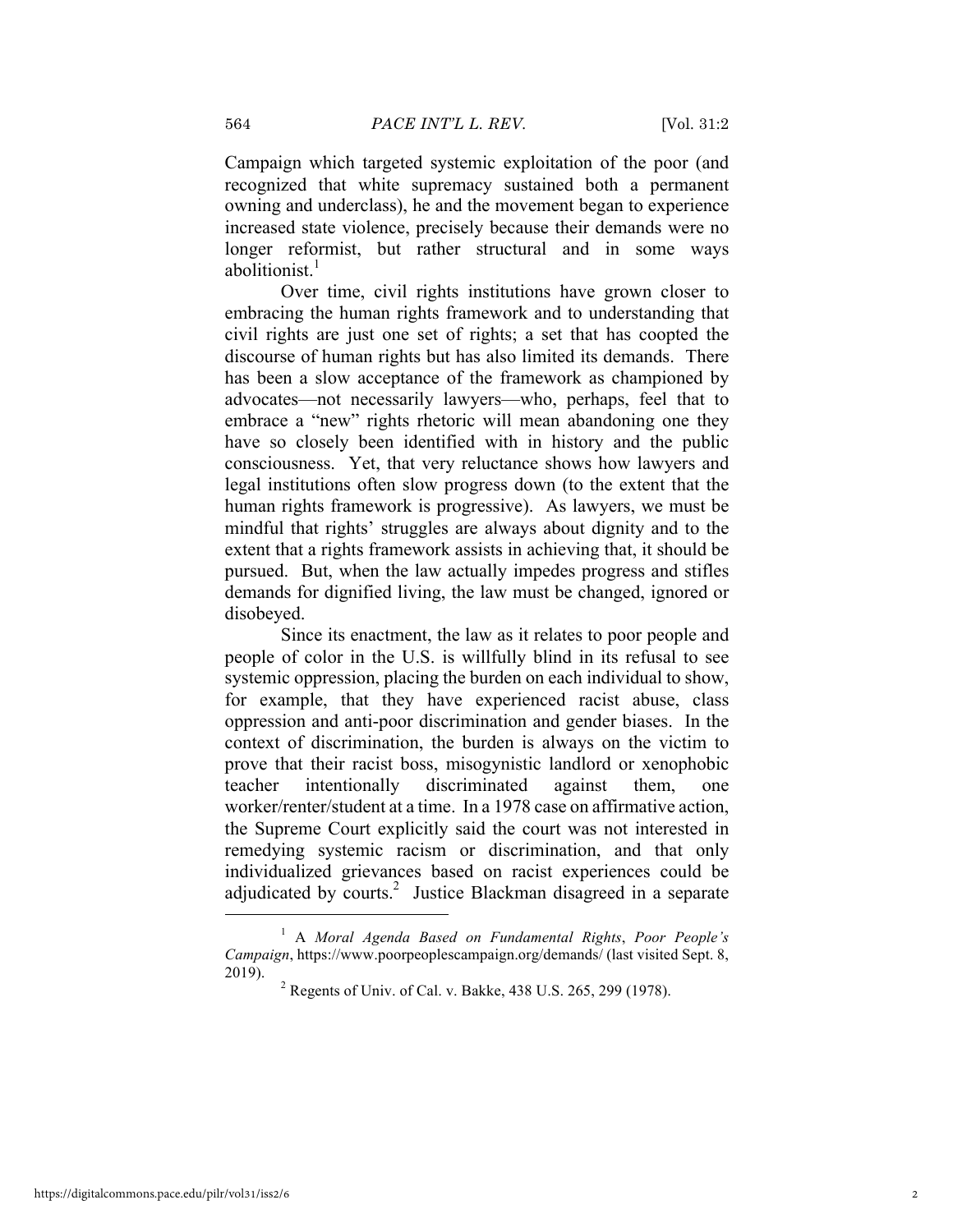Campaign which targeted systemic exploitation of the poor (and recognized that white supremacy sustained both a permanent owning and underclass), he and the movement began to experience increased state violence, precisely because their demands were no longer reformist, but rather structural and in some ways abolitionist.[1]

Over time, civil rights institutions have grown closer to embracing the human rights framework and to understanding that civil rights are just one set of rights; a set that has coopted the discourse of human rights but has also limited its demands. There has been a slow acceptance of the framework as championed by advocates—not necessarily lawyers—who, perhaps, feel that to embrace a "new" rights rhetoric will mean abandoning one they have so closely been identified with in history and the public consciousness. Yet, that very reluctance shows how lawyers and legal institutions often slow progress down (to the extent that the human rights framework is progressive). As lawyers, we must be mindful that rights' struggles are always about dignity and to the extent that a rights framework assists in achieving that, it should be pursued. But, when the law actually impedes progress and stifles demands for dignified living, the law must be changed, ignored or disobeyed.

Since its enactment, the law as it relates to poor people and people of color in the U.S. is willfully blind in its refusal to see systemic oppression, placing the burden on each individual to show, for example, that they have experienced racist abuse, class oppression and anti-poor discrimination and gender biases. In the context of discrimination, the burden is always on the victim to prove that their racist boss, misogynistic landlord or xenophobic teacher intentionally discriminated against them, one worker/renter/student at a time. In a 1978 case on affirmative action, the Supreme Court explicitly said the court was not interested in remedying systemic racism or discrimination, and that only individualized grievances based on racist experiences could be adjudicated by courts.[2] Justice Blackman disagreed in a separate

---

[1] A *Moral Agenda Based on Fundamental Rights*, *Poor People's Campaign*, https://www.poorpeoplescampaign.org/demands/ (last visited Sept. 8, 2019).

[2] Regents of Univ. of Cal. v. Bakke, 438 U.S. 265, 299 (1978).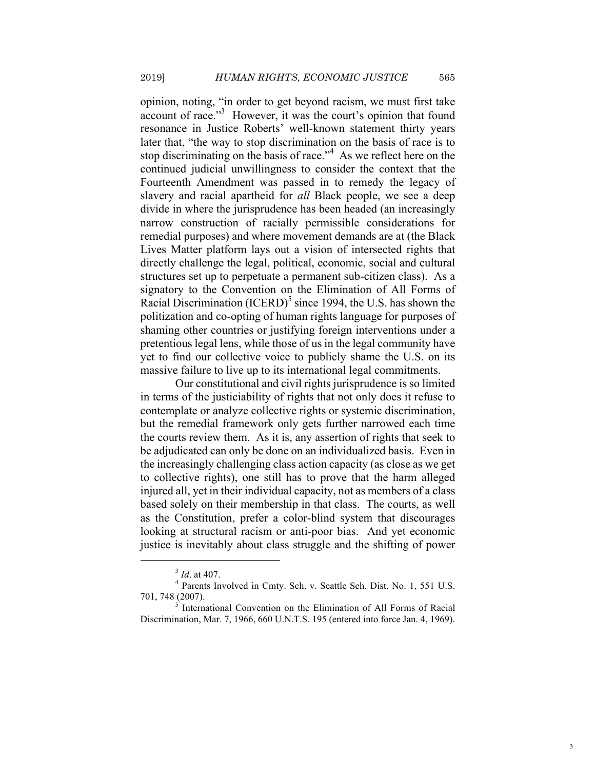opinion, noting, "in order to get beyond racism, we must first take account of race."[3] However, it was the court's opinion that found resonance in Justice Roberts' well-known statement thirty years later that, "the way to stop discrimination on the basis of race is to stop discriminating on the basis of race."[4] As we reflect here on the continued judicial unwillingness to consider the context that the Fourteenth Amendment was passed in to remedy the legacy of slavery and racial apartheid for *all* Black people, we see a deep divide in where the jurisprudence has been headed (an increasingly narrow construction of racially permissible considerations for remedial purposes) and where movement demands are at (the Black Lives Matter platform lays out a vision of intersected rights that directly challenge the legal, political, economic, social and cultural structures set up to perpetuate a permanent sub-citizen class). As a signatory to the Convention on the Elimination of All Forms of Racial Discrimination (ICERD)[5] since 1994, the U.S. has shown the politization and co-opting of human rights language for purposes of shaming other countries or justifying foreign interventions under a pretentious legal lens, while those of us in the legal community have yet to find our collective voice to publicly shame the U.S. on its massive failure to live up to its international legal commitments.

Our constitutional and civil rights jurisprudence is so limited in terms of the justiciability of rights that not only does it refuse to contemplate or analyze collective rights or systemic discrimination, but the remedial framework only gets further narrowed each time the courts review them. As it is, any assertion of rights that seek to be adjudicated can only be done on an individualized basis. Even in the increasingly challenging class action capacity (as close as we get to collective rights), one still has to prove that the harm alleged injured all, yet in their individual capacity, not as members of a class based solely on their membership in that class. The courts, as well as the Constitution, prefer a color-blind system that discourages looking at structural racism or anti-poor bias. And yet economic justice is inevitably about class struggle and the shifting of power

---

[3] *Id*. at 407.

[4] Parents Involved in Cmty. Sch. v. Seattle Sch. Dist. No. 1, 551 U.S. 701, 748 (2007).

[5] International Convention on the Elimination of All Forms of Racial Discrimination, Mar. 7, 1966, 660 U.N.T.S. 195 (entered into force Jan. 4, 1969).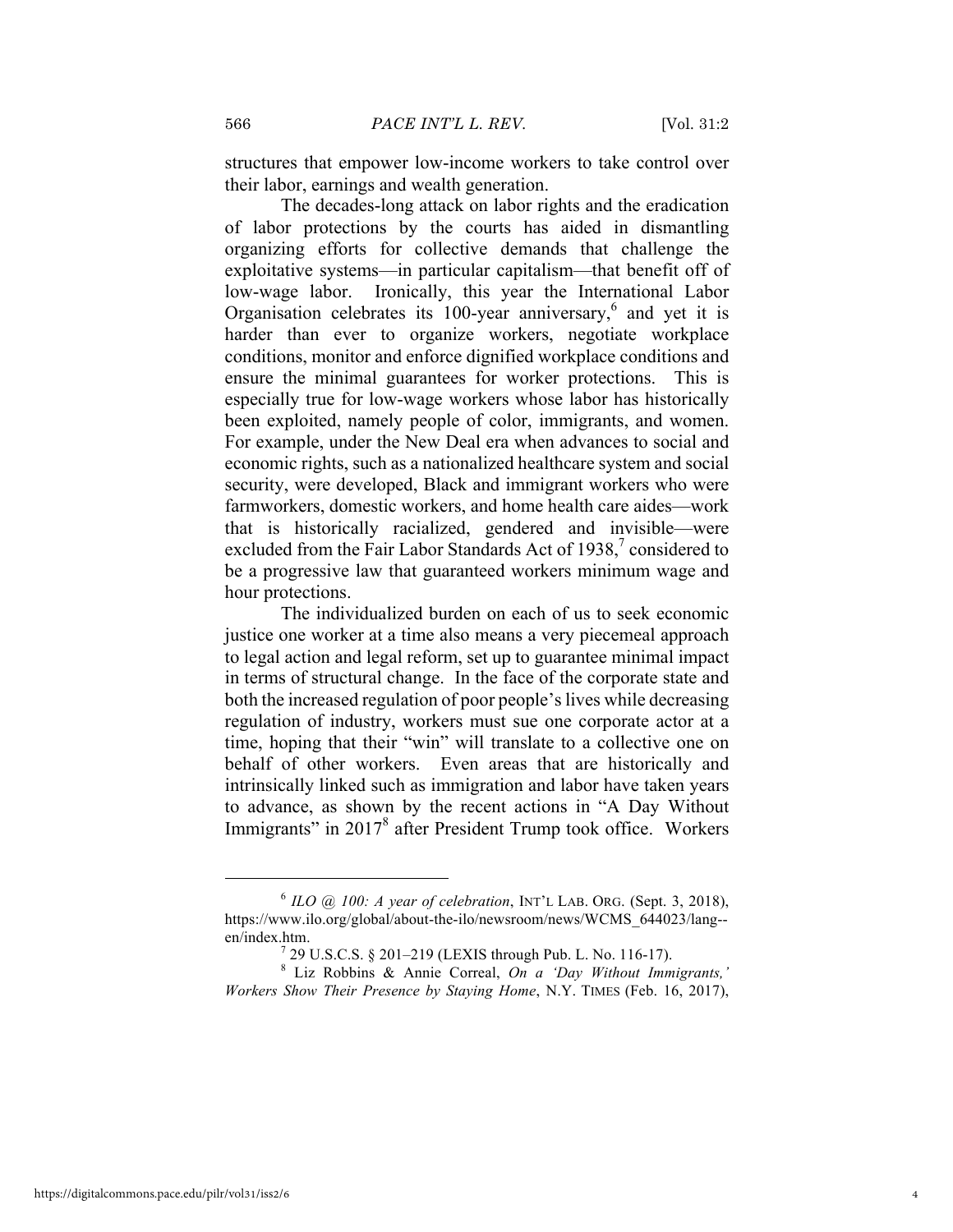structures that empower low-income workers to take control over their labor, earnings and wealth generation.

The decades-long attack on labor rights and the eradication of labor protections by the courts has aided in dismantling organizing efforts for collective demands that challenge the exploitative systems—in particular capitalism—that benefit off of low-wage labor. Ironically, this year the International Labor Organisation celebrates its 100-year anniversary,[6] and yet it is harder than ever to organize workers, negotiate workplace conditions, monitor and enforce dignified workplace conditions and ensure the minimal guarantees for worker protections. This is especially true for low-wage workers whose labor has historically been exploited, namely people of color, immigrants, and women. For example, under the New Deal era when advances to social and economic rights, such as a nationalized healthcare system and social security, were developed, Black and immigrant workers who were farmworkers, domestic workers, and home health care aides—work that is historically racialized, gendered and invisible—were excluded from the Fair Labor Standards Act of 1938,[7] considered to be a progressive law that guaranteed workers minimum wage and hour protections.

The individualized burden on each of us to seek economic justice one worker at a time also means a very piecemeal approach to legal action and legal reform, set up to guarantee minimal impact in terms of structural change. In the face of the corporate state and both the increased regulation of poor people's lives while decreasing regulation of industry, workers must sue one corporate actor at a time, hoping that their "win" will translate to a collective one on behalf of other workers. Even areas that are historically and intrinsically linked such as immigration and labor have taken years to advance, as shown by the recent actions in "A Day Without Immigrants" in 2017[8] after President Trump took office. Workers

---

[6] *ILO @ 100: A year of celebration*, INT'L LAB. ORG. (Sept. 3, 2018), https://www.ilo.org/global/about-the-ilo/newsroom/news/WCMS_644023/lang--en/index.htm.

[7] 29 U.S.C.S. § 201–219 (LEXIS through Pub. L. No. 116-17).

[8] Liz Robbins & Annie Correal, *On a 'Day Without Immigrants,' Workers Show Their Presence by Staying Home*, N.Y. TIMES (Feb. 16, 2017),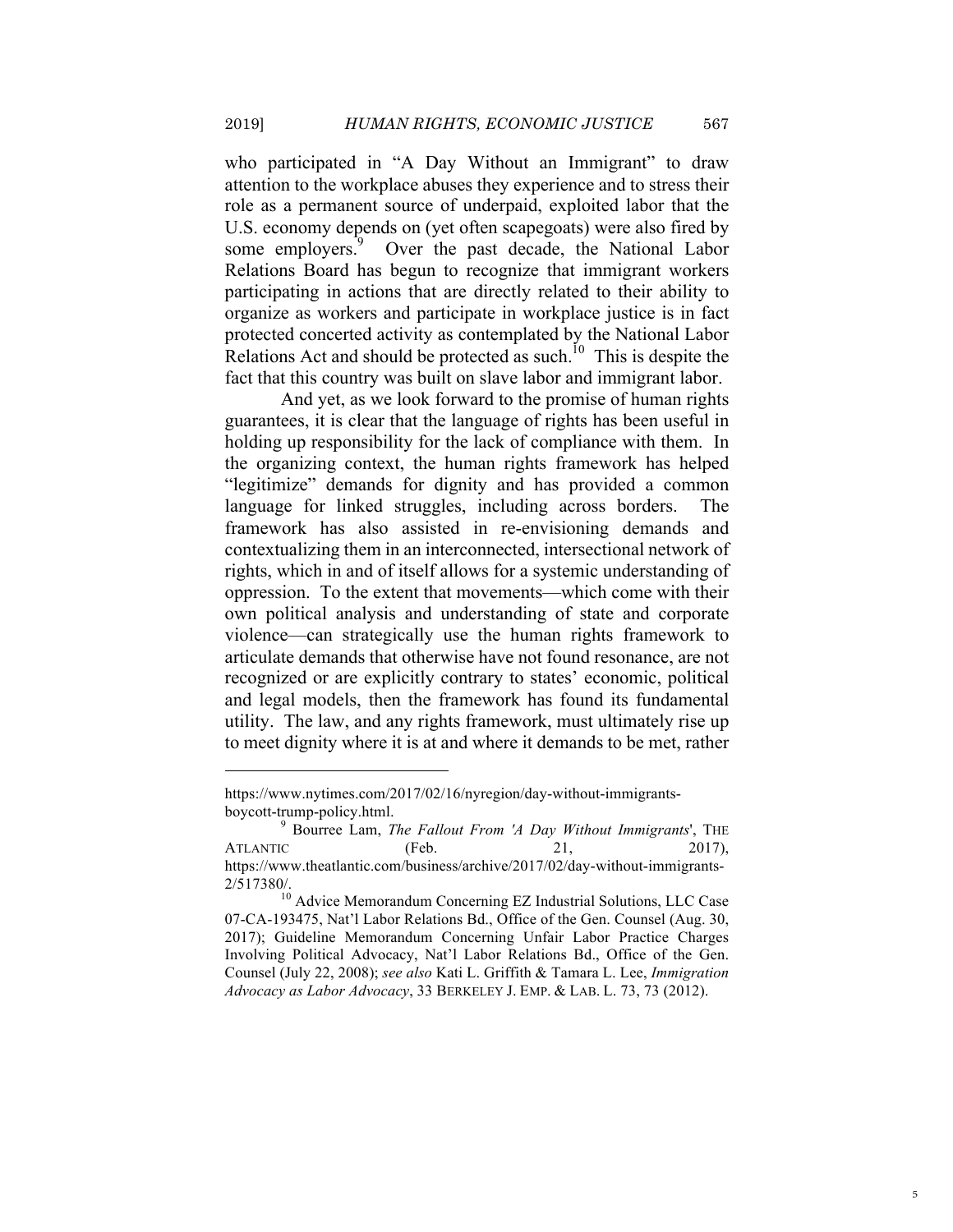who participated in "A Day Without an Immigrant" to draw attention to the workplace abuses they experience and to stress their role as a permanent source of underpaid, exploited labor that the U.S. economy depends on (yet often scapegoats) were also fired by some employers.[9] Over the past decade, the National Labor Relations Board has begun to recognize that immigrant workers participating in actions that are directly related to their ability to organize as workers and participate in workplace justice is in fact protected concerted activity as contemplated by the National Labor Relations Act and should be protected as such.[10] This is despite the fact that this country was built on slave labor and immigrant labor.

And yet, as we look forward to the promise of human rights guarantees, it is clear that the language of rights has been useful in holding up responsibility for the lack of compliance with them. In the organizing context, the human rights framework has helped "legitimize" demands for dignity and has provided a common language for linked struggles, including across borders. The framework has also assisted in re-envisioning demands and contextualizing them in an interconnected, intersectional network of rights, which in and of itself allows for a systemic understanding of oppression. To the extent that movements—which come with their own political analysis and understanding of state and corporate violence—can strategically use the human rights framework to articulate demands that otherwise have not found resonance, are not recognized or are explicitly contrary to states' economic, political and legal models, then the framework has found its fundamental utility. The law, and any rights framework, must ultimately rise up to meet dignity where it is at and where it demands to be met, rather

---

https://www.nytimes.com/2017/02/16/nyregion/day-without-immigrants-boycott-trump-policy.html.

[9] Bourree Lam, *The Fallout From 'A Day Without Immigrants'*, THE ATLANTIC (Feb. 21, 2017), https://www.theatlantic.com/business/archive/2017/02/day-without-immigrants-2/517380/.

[10] Advice Memorandum Concerning EZ Industrial Solutions, LLC Case 07-CA-193475, Nat'l Labor Relations Bd., Office of the Gen. Counsel (Aug. 30, 2017); Guideline Memorandum Concerning Unfair Labor Practice Charges Involving Political Advocacy, Nat'l Labor Relations Bd., Office of the Gen. Counsel (July 22, 2008); *see also* Kati L. Griffith & Tamara L. Lee, *Immigration Advocacy as Labor Advocacy*, 33 BERKELEY J. EMP. & LAB. L. 73, 73 (2012).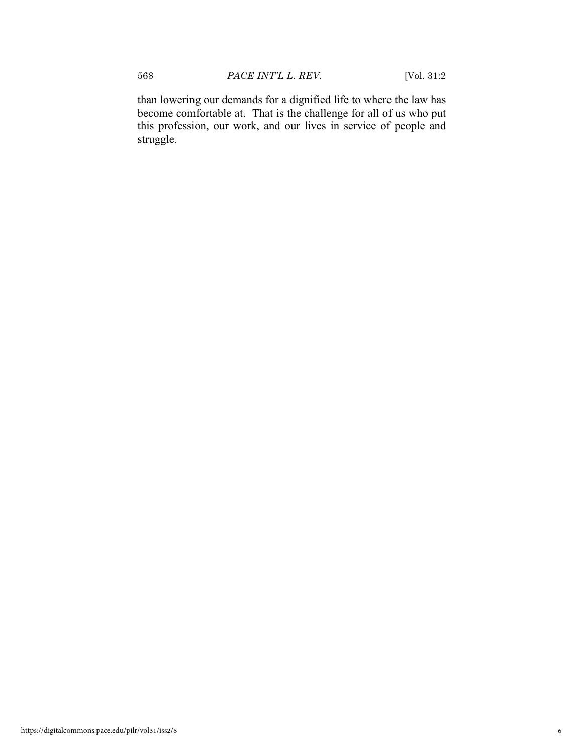than lowering our demands for a dignified life to where the law has become comfortable at. That is the challenge for all of us who put this profession, our work, and our lives in service of people and struggle.